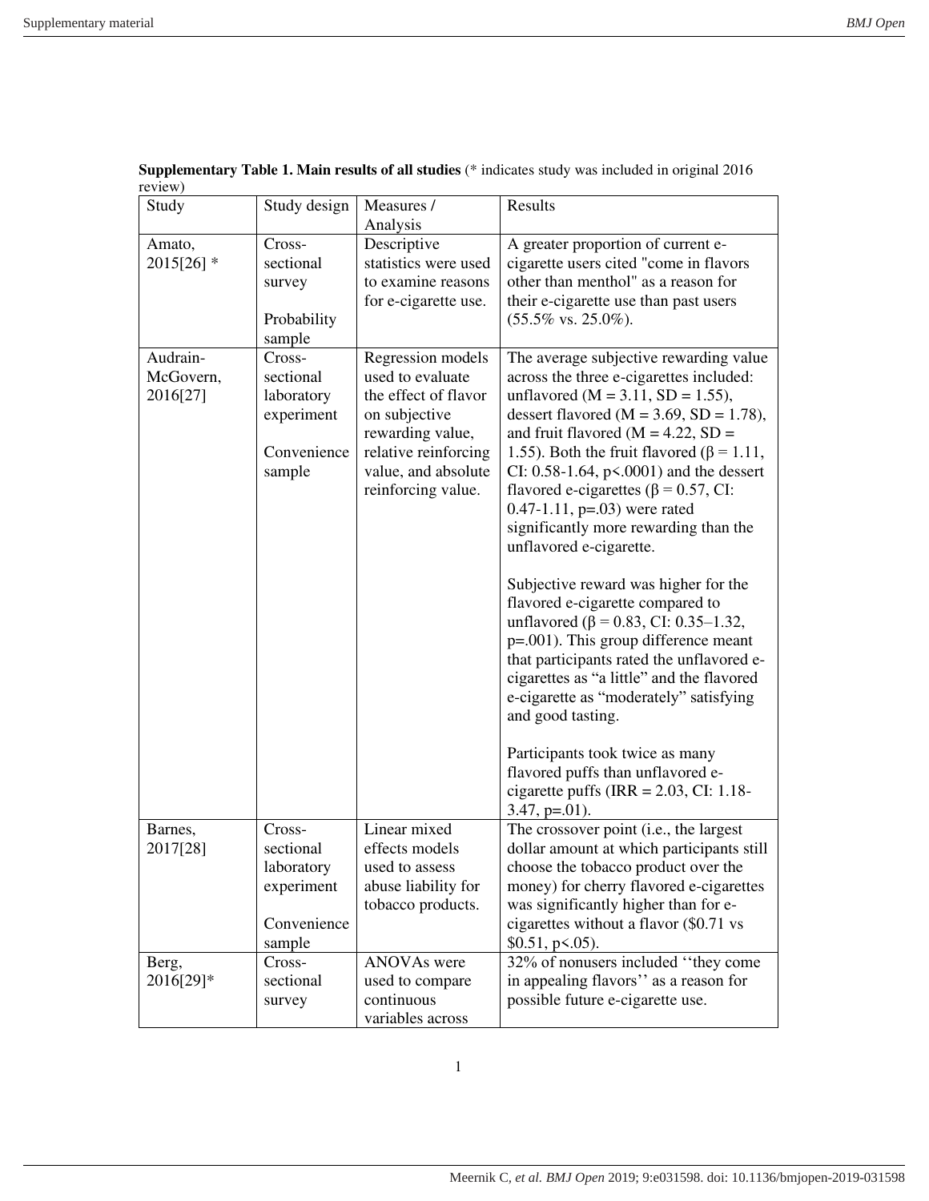**Supplementary Table 1. Main results of all studies** (* indicates study was included in original 2016 review)

| Study | Study design | Measures / Analysis | Results |
|---|---|---|---|
| Amato, 2015[26] * | Cross-sectional survey<br><br>Probability sample | Descriptive statistics were used to examine reasons for e-cigarette use. | A greater proportion of current e-cigarette users cited "come in flavors other than menthol" as a reason for their e-cigarette use than past users (55.5% vs. 25.0%). |
| Audrain-McGovern, 2016[27] | Cross-sectional laboratory experiment<br><br>Convenience sample | Regression models used to evaluate the effect of flavor on subjective rewarding value, relative reinforcing value, and absolute reinforcing value. | The average subjective rewarding value across the three e-cigarettes included: unflavored (M = 3.11, SD = 1.55), dessert flavored (M = 3.69, SD = 1.78), and fruit flavored (M = 4.22, SD = 1.55). Both the fruit flavored (β = 1.11, CI: 0.58-1.64, $p<.0001$) and the dessert flavored e-cigarettes (β = 0.57, CI: 0.47-1.11, $p=.03$) were rated significantly more rewarding than the unflavored e-cigarette.<br><br>Subjective reward was higher for the flavored e-cigarette compared to unflavored (β = 0.83, CI: 0.35–1.32, $p=.001$). This group difference meant that participants rated the unflavored e-cigarettes as “a little” and the flavored e-cigarette as “moderately” satisfying and good tasting.<br><br>Participants took twice as many flavored puffs than unflavored e-cigarette puffs (IRR = 2.03, CI: 1.18-3.47, $p=.01$). |
| Barnes, 2017[28] | Cross-sectional laboratory experiment<br><br>Convenience sample | Linear mixed effects models used to assess abuse liability for tobacco products. | The crossover point (i.e., the largest dollar amount at which participants still choose the tobacco product over the money) for cherry flavored e-cigarettes was significantly higher than for e-cigarettes without a flavor ($0.71 vs $0.51, $p<.05$). |
| Berg, 2016[29]* | Cross-sectional survey | ANOVAs were used to compare continuous variables across | 32% of nonusers included ‘‘they come in appealing flavors’’ as a reason for possible future e-cigarette use. |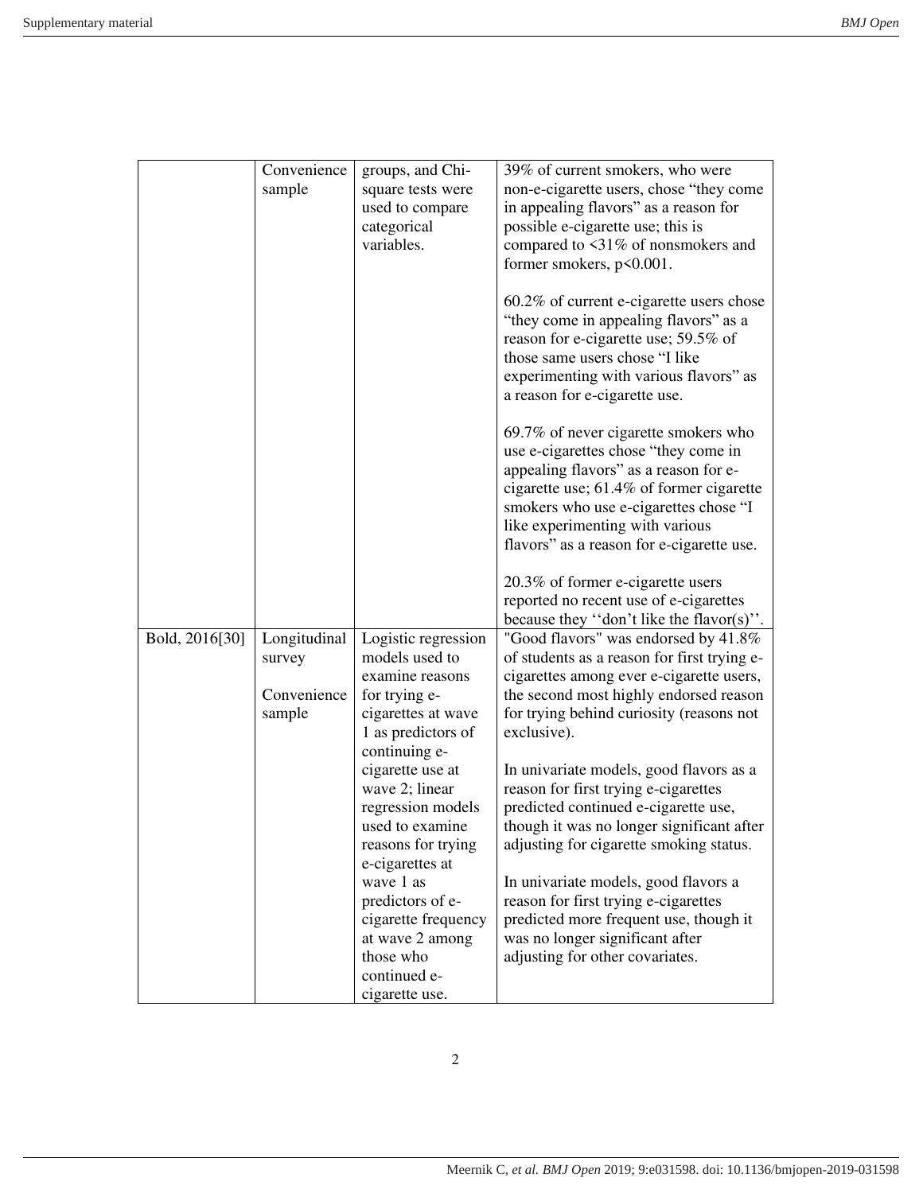| | | | |
|---|---|---|---|
| | Convenience sample | groups, and Chi-square tests were used to compare categorical variables. | 39% of current smokers, who were non-e-cigarette users, chose "they come in appealing flavors" as a reason for possible e-cigarette use; this is compared to <31% of nonsmokers and former smokers, p<0.001.<br><br>60.2% of current e-cigarette users chose "they come in appealing flavors" as a reason for e-cigarette use; 59.5% of those same users chose "I like experimenting with various flavors" as a reason for e-cigarette use.<br><br>69.7% of never cigarette smokers who use e-cigarettes chose "they come in appealing flavors" as a reason for e-cigarette use; 61.4% of former cigarette smokers who use e-cigarettes chose "I like experimenting with various flavors" as a reason for e-cigarette use.<br><br>20.3% of former e-cigarette users reported no recent use of e-cigarettes because they ''don't like the flavor(s)''. |
| Bold, 2016[30] | Longitudinal survey<br><br>Convenience sample | Logistic regression models used to examine reasons for trying e-cigarettes at wave 1 as predictors of continuing e-cigarette use at wave 2; linear regression models used to examine reasons for trying e-cigarettes at wave 1 as predictors of e-cigarette frequency at wave 2 among those who continued e-cigarette use. | "Good flavors" was endorsed by 41.8% of students as a reason for first trying e-cigarettes among ever e-cigarette users, the second most highly endorsed reason for trying behind curiosity (reasons not exclusive).<br><br>In univariate models, good flavors as a reason for first trying e-cigarettes predicted continued e-cigarette use, though it was no longer significant after adjusting for cigarette smoking status.<br><br>In univariate models, good flavors a reason for first trying e-cigarettes predicted more frequent use, though it was no longer significant after adjusting for other covariates. |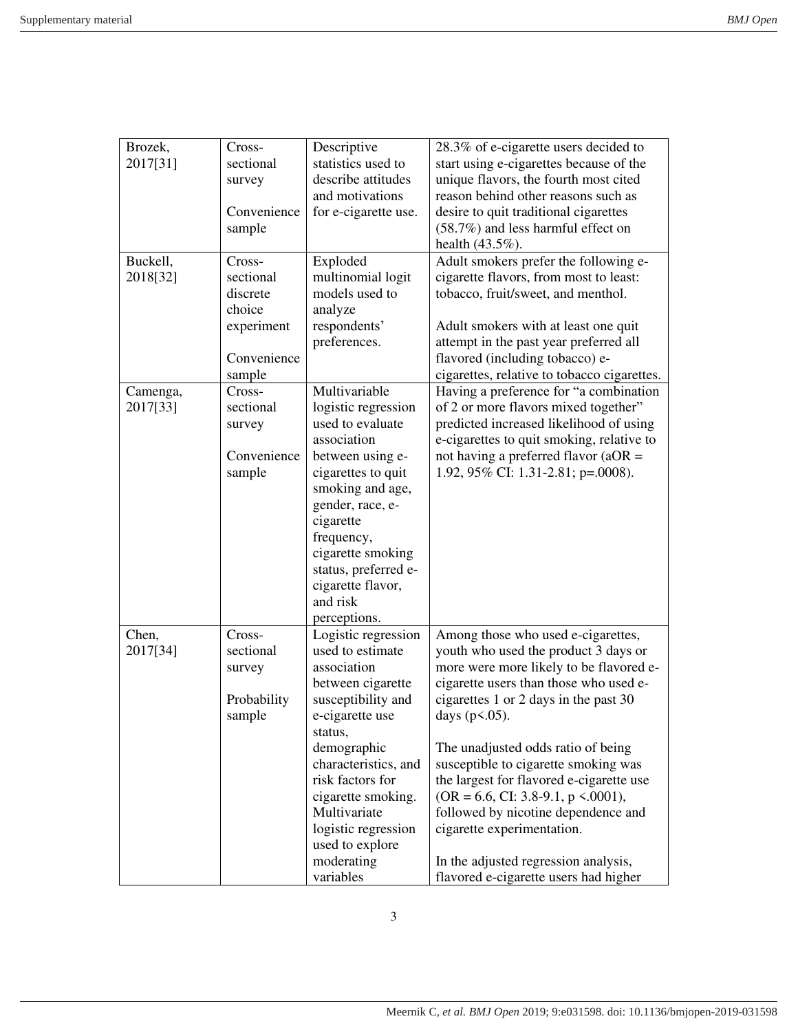| Brozek, 2017[31] | Cross-sectional survey<br><br>Convenience sample | Descriptive statistics used to describe attitudes and motivations for e-cigarette use. | 28.3% of e-cigarette users decided to start using e-cigarettes because of the unique flavors, the fourth most cited reason behind other reasons such as desire to quit traditional cigarettes (58.7%) and less harmful effect on health (43.5%). |
|---|---|---|---|
| Buckell, 2018[32] | Cross-sectional discrete choice experiment<br><br>Convenience sample | Exploded multinomial logit models used to analyze respondents' preferences. | Adult smokers prefer the following e-cigarette flavors, from most to least: tobacco, fruit/sweet, and menthol.<br><br>Adult smokers with at least one quit attempt in the past year preferred all flavored (including tobacco) e-cigarettes, relative to tobacco cigarettes. |
| Camenga, 2017[33] | Cross-sectional survey<br><br>Convenience sample | Multivariable logistic regression used to evaluate association between using e-cigarettes to quit smoking and age, gender, race, e-cigarette frequency, cigarette smoking status, preferred e-cigarette flavor, and risk perceptions. | Having a preference for "a combination of 2 or more flavors mixed together" predicted increased likelihood of using e-cigarettes to quit smoking, relative to not having a preferred flavor (aOR = 1.92, 95% CI: 1.31-2.81; p=.0008). |
| Chen, 2017[34] | Cross-sectional survey<br><br>Probability sample | Logistic regression used to estimate association between cigarette susceptibility and e-cigarette use status, demographic characteristics, and risk factors for cigarette smoking. Multivariate logistic regression used to explore moderating variables | Among those who used e-cigarettes, youth who used the product 3 days or more were more likely to be flavored e-cigarette users than those who used e-cigarettes 1 or 2 days in the past 30 days ($p<.05$).<br><br>The unadjusted odds ratio of being susceptible to cigarette smoking was the largest for flavored e-cigarette use (OR = 6.6, CI: 3.8-9.1, $p <.0001$), followed by nicotine dependence and cigarette experimentation.<br><br>In the adjusted regression analysis, flavored e-cigarette users had higher |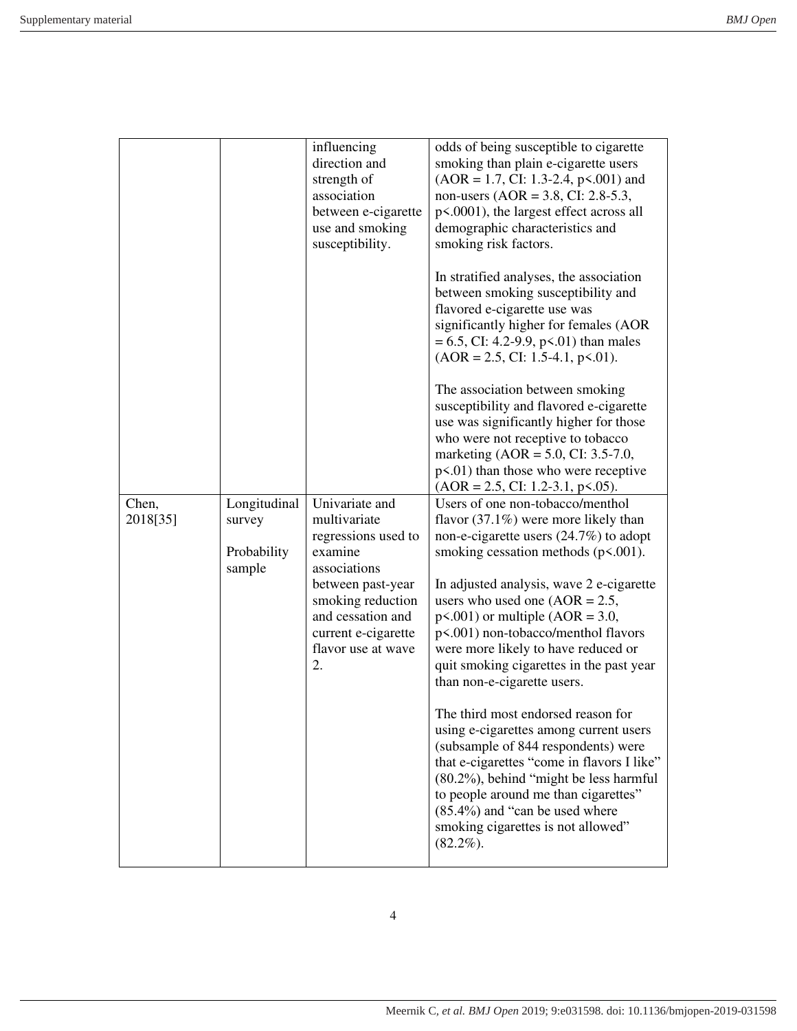| | | | |
|---|---|---|---|
| | | influencing direction and strength of association between e-cigarette use and smoking susceptibility. | odds of being susceptible to cigarette smoking than plain e-cigarette users (AOR = 1.7, CI: 1.3-2.4, p<.001) and non-users (AOR = 3.8, CI: 2.8-5.3, p<.0001), the largest effect across all demographic characteristics and smoking risk factors.<br><br>In stratified analyses, the association between smoking susceptibility and flavored e-cigarette use was significantly higher for females (AOR = 6.5, CI: 4.2-9.9, p<.01) than males (AOR = 2.5, CI: 1.5-4.1, p<.01).<br><br>The association between smoking susceptibility and flavored e-cigarette use was significantly higher for those who were not receptive to tobacco marketing (AOR = 5.0, CI: 3.5-7.0, p<.01) than those who were receptive (AOR = 2.5, CI: 1.2-3.1, p<.05). |
| Chen, 2018[35] | Longitudinal survey<br><br>Probability sample | Univariate and multivariate regressions used to examine associations between past-year smoking reduction and cessation and current e-cigarette flavor use at wave 2. | Users of one non-tobacco/menthol flavor (37.1%) were more likely than non-e-cigarette users (24.7%) to adopt smoking cessation methods (p<.001).<br><br>In adjusted analysis, wave 2 e-cigarette users who used one (AOR = 2.5, p<.001) or multiple (AOR = 3.0, p<.001) non-tobacco/menthol flavors were more likely to have reduced or quit smoking cigarettes in the past year than non-e-cigarette users.<br><br>The third most endorsed reason for using e-cigarettes among current users (subsample of 844 respondents) were that e-cigarettes "come in flavors I like" (80.2%), behind "might be less harmful to people around me than cigarettes" (85.4%) and "can be used where smoking cigarettes is not allowed" (82.2%). |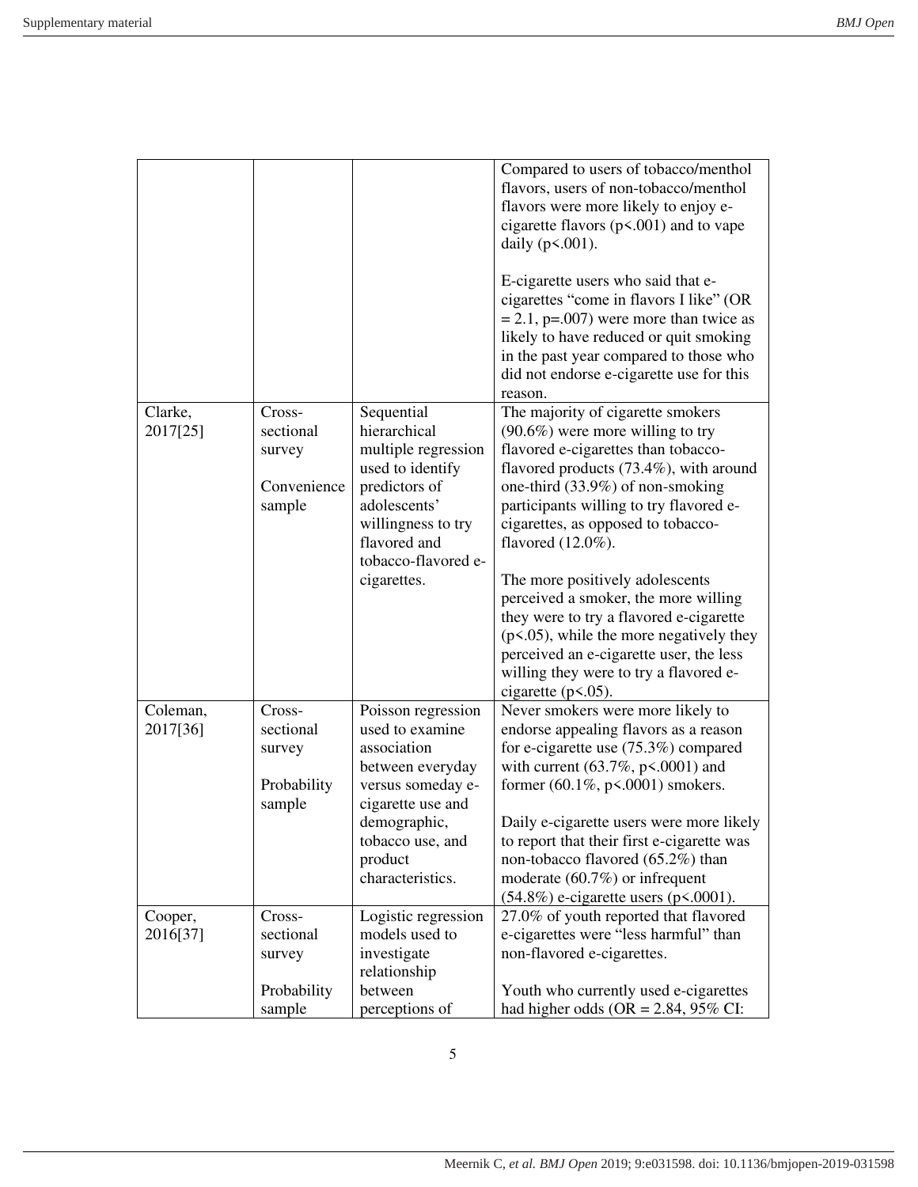| | | | |
|---|---|---|---|
| | | | Compared to users of tobacco/menthol flavors, users of non-tobacco/menthol flavors were more likely to enjoy e-cigarette flavors (p<.001) and to vape daily (p<.001).<br><br>E-cigarette users who said that e-cigarettes "come in flavors I like" (OR = 2.1, p=.007) were more than twice as likely to have reduced or quit smoking in the past year compared to those who did not endorse e-cigarette use for this reason. |
| Clarke, 2017[25] | Cross-sectional survey<br><br>Convenience sample | Sequential hierarchical multiple regression used to identify predictors of adolescents' willingness to try flavored and tobacco-flavored e-cigarettes. | The majority of cigarette smokers (90.6%) were more willing to try flavored e-cigarettes than tobacco-flavored products (73.4%), with around one-third (33.9%) of non-smoking participants willing to try flavored e-cigarettes, as opposed to tobacco-flavored (12.0%).<br><br>The more positively adolescents perceived a smoker, the more willing they were to try a flavored e-cigarette (p<.05), while the more negatively they perceived an e-cigarette user, the less willing they were to try a flavored e-cigarette (p<.05). |
| Coleman, 2017[36] | Cross-sectional survey<br><br>Probability sample | Poisson regression used to examine association between everyday versus someday e-cigarette use and demographic, tobacco use, and product characteristics. | Never smokers were more likely to endorse appealing flavors as a reason for e-cigarette use (75.3%) compared with current (63.7%, p<.0001) and former (60.1%, p<.0001) smokers.<br><br>Daily e-cigarette users were more likely to report that their first e-cigarette was non-tobacco flavored (65.2%) than moderate (60.7%) or infrequent (54.8%) e-cigarette users (p<.0001). |
| Cooper, 2016[37] | Cross-sectional survey<br><br>Probability sample | Logistic regression models used to investigate relationship between perceptions of | 27.0% of youth reported that flavored e-cigarettes were "less harmful" than non-flavored e-cigarettes.<br><br>Youth who currently used e-cigarettes had higher odds (OR = 2.84, 95% CI: |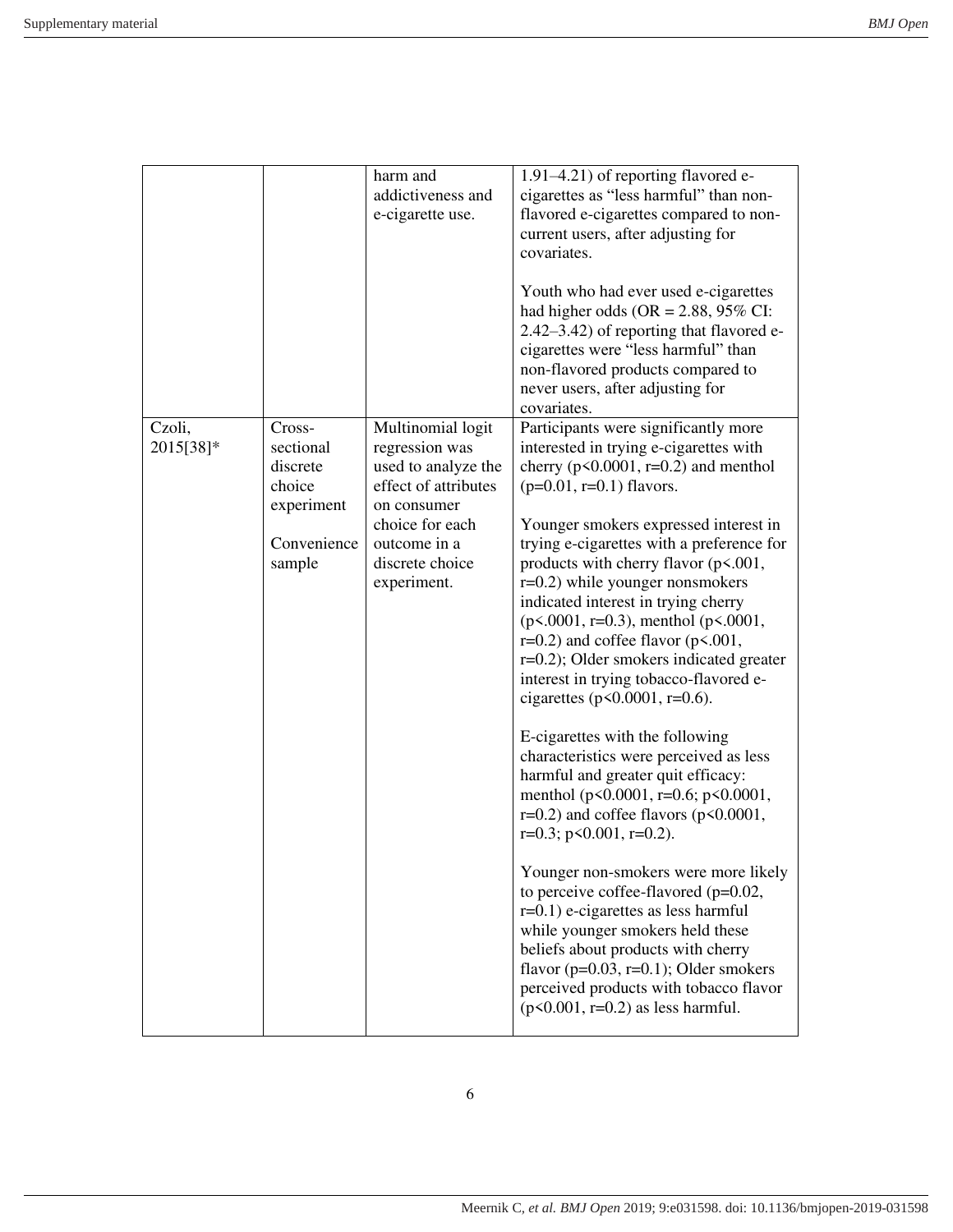| | | | |
|---|---|---|---|
| | | harm and addictiveness and e-cigarette use. | 1.91–4.21) of reporting flavored e-cigarettes as "less harmful" than non-flavored e-cigarettes compared to non-current users, after adjusting for covariates.<br><br>Youth who had ever used e-cigarettes had higher odds (OR = 2.88, 95% CI: 2.42–3.42) of reporting that flavored e-cigarettes were "less harmful" than non-flavored products compared to never users, after adjusting for covariates. |
| Czoli, 2015[38]* | Cross-sectional discrete choice experiment<br><br>Convenience sample | Multinomial logit regression was used to analyze the effect of attributes on consumer choice for each outcome in a discrete choice experiment. | Participants were significantly more interested in trying e-cigarettes with cherry ($p<0.0001$, r=0.2) and menthol ($p=0.01$, r=0.1) flavors.<br><br>Younger smokers expressed interest in trying e-cigarettes with a preference for products with cherry flavor ($p<.001$, r=0.2) while younger nonsmokers indicated interest in trying cherry ($p<.0001$, r=0.3), menthol ($p<.0001$, r=0.2) and coffee flavor ($p<.001$, r=0.2); Older smokers indicated greater interest in trying tobacco-flavored e-cigarettes ($p<0.0001$, r=0.6).<br><br>E-cigarettes with the following characteristics were perceived as less harmful and greater quit efficacy: menthol ($p<0.0001$, r=0.6; $p<0.0001$, r=0.2) and coffee flavors ($p<0.0001$, r=0.3; $p<0.001$, r=0.2).<br><br>Younger non-smokers were more likely to perceive coffee-flavored ($p=0.02$, r=0.1) e-cigarettes as less harmful while younger smokers held these beliefs about products with cherry flavor ($p=0.03$, r=0.1); Older smokers perceived products with tobacco flavor ($p<0.001$, r=0.2) as less harmful. |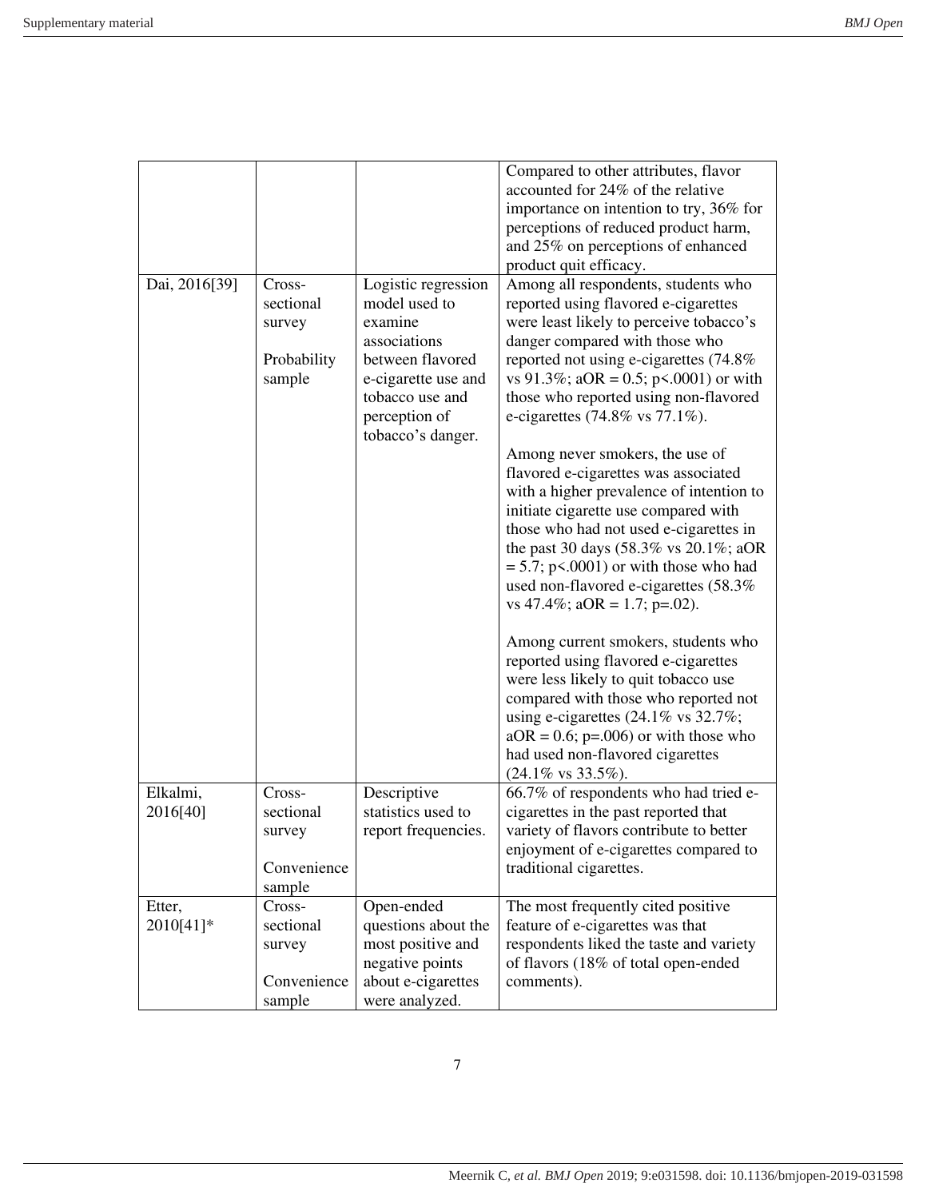| | | | |
|---|---|---|---|
| | | | Compared to other attributes, flavor accounted for 24% of the relative importance on intention to try, 36% for perceptions of reduced product harm, and 25% on perceptions of enhanced product quit efficacy. |
| Dai, 2016[39] | Cross-sectional survey<br><br>Probability sample | Logistic regression model used to examine associations between flavored e-cigarette use and tobacco use and perception of tobacco's danger. | Among all respondents, students who reported using flavored e-cigarettes were least likely to perceive tobacco's danger compared with those who reported not using e-cigarettes (74.8% vs 91.3%; aOR = 0.5; p<.0001) or with those who reported using non-flavored e-cigarettes (74.8% vs 77.1%).<br><br>Among never smokers, the use of flavored e-cigarettes was associated with a higher prevalence of intention to initiate cigarette use compared with those who had not used e-cigarettes in the past 30 days (58.3% vs 20.1%; aOR = 5.7; p<.0001) or with those who had used non-flavored e-cigarettes (58.3% vs 47.4%; aOR = 1.7; p=.02).<br><br>Among current smokers, students who reported using flavored e-cigarettes were less likely to quit tobacco use compared with those who reported not using e-cigarettes (24.1% vs 32.7%; aOR = 0.6; p=.006) or with those who had used non-flavored cigarettes (24.1% vs 33.5%). |
| Elkalmi, 2016[40] | Cross-sectional survey<br><br>Convenience sample | Descriptive statistics used to report frequencies. | 66.7% of respondents who had tried e-cigarettes in the past reported that variety of flavors contribute to better enjoyment of e-cigarettes compared to traditional cigarettes. |
| Etter, 2010[41]* | Cross-sectional survey<br><br>Convenience sample | Open-ended questions about the most positive and negative points about e-cigarettes were analyzed. | The most frequently cited positive feature of e-cigarettes was that respondents liked the taste and variety of flavors (18% of total open-ended comments). |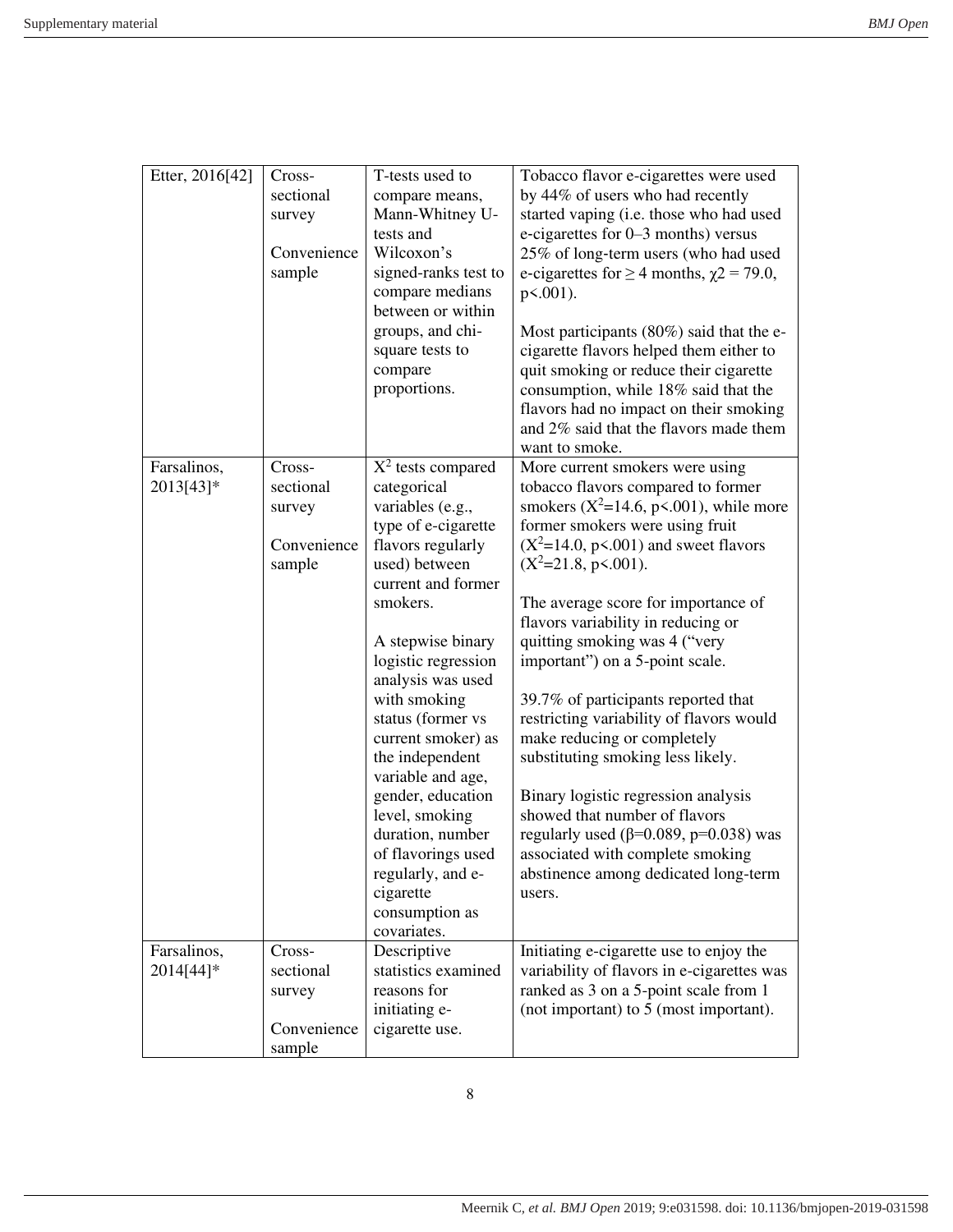| Etter, 2016[42] | Cross-sectional survey<br><br>Convenience sample | T-tests used to compare means, Mann-Whitney U-tests and Wilcoxon's signed-ranks test to compare medians between or within groups, and chi-square tests to compare proportions. | Tobacco flavor e-cigarettes were used by 44% of users who had recently started vaping (i.e. those who had used e-cigarettes for 0–3 months) versus 25% of long-term users (who had used e-cigarettes for ≥ 4 months, $\chi 2$ = 79.0, p<.001).<br><br>Most participants (80%) said that the e-cigarette flavors helped them either to quit smoking or reduce their cigarette consumption, while 18% said that the flavors had no impact on their smoking and 2% said that the flavors made them want to smoke. |
|---|---|---|---|
| Farsalinos, 2013[43]* | Cross-sectional survey<br><br>Convenience sample | $X^2$ tests compared categorical variables (e.g., type of e-cigarette flavors regularly used) between current and former smokers.<br><br>A stepwise binary logistic regression analysis was used with smoking status (former vs current smoker) as the independent variable and age, gender, education level, smoking duration, number of flavorings used regularly, and e-cigarette consumption as covariates. | More current smokers were using tobacco flavors compared to former smokers ($X^2$=14.6, p<.001), while more former smokers were using fruit ($X^2$=14.0, p<.001) and sweet flavors ($X^2$=21.8, p<.001).<br><br>The average score for importance of flavors variability in reducing or quitting smoking was 4 ("very important") on a 5-point scale.<br><br>39.7% of participants reported that restricting variability of flavors would make reducing or completely substituting smoking less likely.<br><br>Binary logistic regression analysis showed that number of flavors regularly used ($\beta$=0.089, p=0.038) was associated with complete smoking abstinence among dedicated long-term users. |
| Farsalinos, 2014[44]* | Cross-sectional survey<br><br>Convenience sample | Descriptive statistics examined reasons for initiating e-cigarette use. | Initiating e-cigarette use to enjoy the variability of flavors in e-cigarettes was ranked as 3 on a 5-point scale from 1 (not important) to 5 (most important). |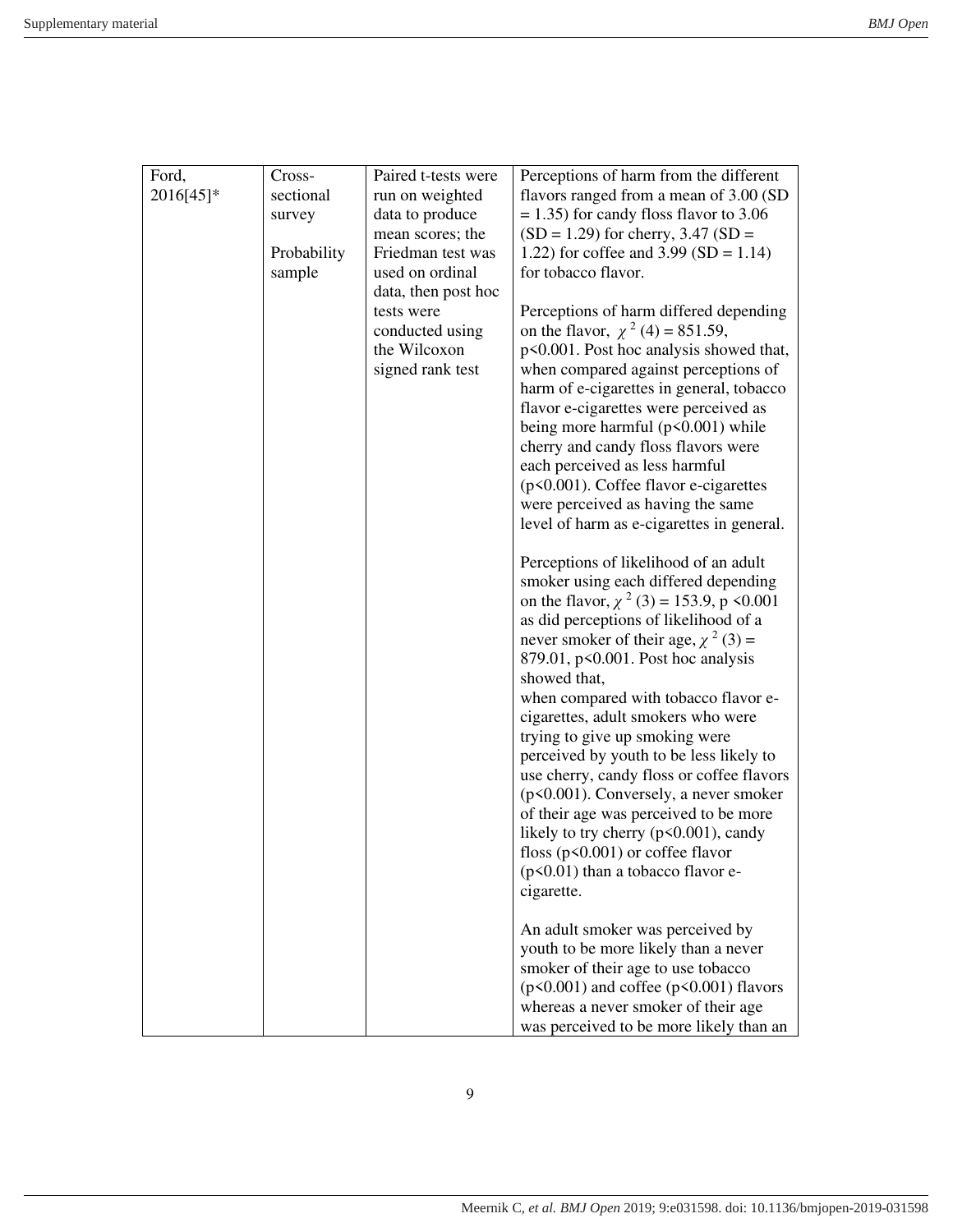| | | | |
|---|---|---|---|
| Ford, 2016[45]* | Cross-sectional survey<br><br>Probability sample | Paired t-tests were run on weighted data to produce mean scores; the Friedman test was used on ordinal data, then post hoc tests were conducted using the Wilcoxon signed rank test | Perceptions of harm from the different flavors ranged from a mean of 3.00 (SD = 1.35) for candy floss flavor to 3.06 (SD = 1.29) for cherry, 3.47 (SD = 1.22) for coffee and 3.99 (SD = 1.14) for tobacco flavor.<br><br>Perceptions of harm differed depending on the flavor, $\chi^2(4) = 851.59$, $p<0.001$. Post hoc analysis showed that, when compared against perceptions of harm of e-cigarettes in general, tobacco flavor e-cigarettes were perceived as being more harmful ($p<0.001$) while cherry and candy floss flavors were each perceived as less harmful ($p<0.001$). Coffee flavor e-cigarettes were perceived as having the same level of harm as e-cigarettes in general.<br><br>Perceptions of likelihood of an adult smoker using each differed depending on the flavor, $\chi^2(3) = 153.9$, $p<0.001$ as did perceptions of likelihood of a never smoker of their age, $\chi^2(3) = 879.01$, $p<0.001$. Post hoc analysis showed that, when compared with tobacco flavor e-cigarettes, adult smokers who were trying to give up smoking were perceived by youth to be less likely to use cherry, candy floss or coffee flavors ($p<0.001$). Conversely, a never smoker of their age was perceived to be more likely to try cherry ($p<0.001$), candy floss ($p<0.001$) or coffee flavor ($p<0.01$) than a tobacco flavor e-cigarette.<br><br>An adult smoker was perceived by youth to be more likely than a never smoker of their age to use tobacco ($p<0.001$) and coffee ($p<0.001$) flavors whereas a never smoker of their age was perceived to be more likely than an |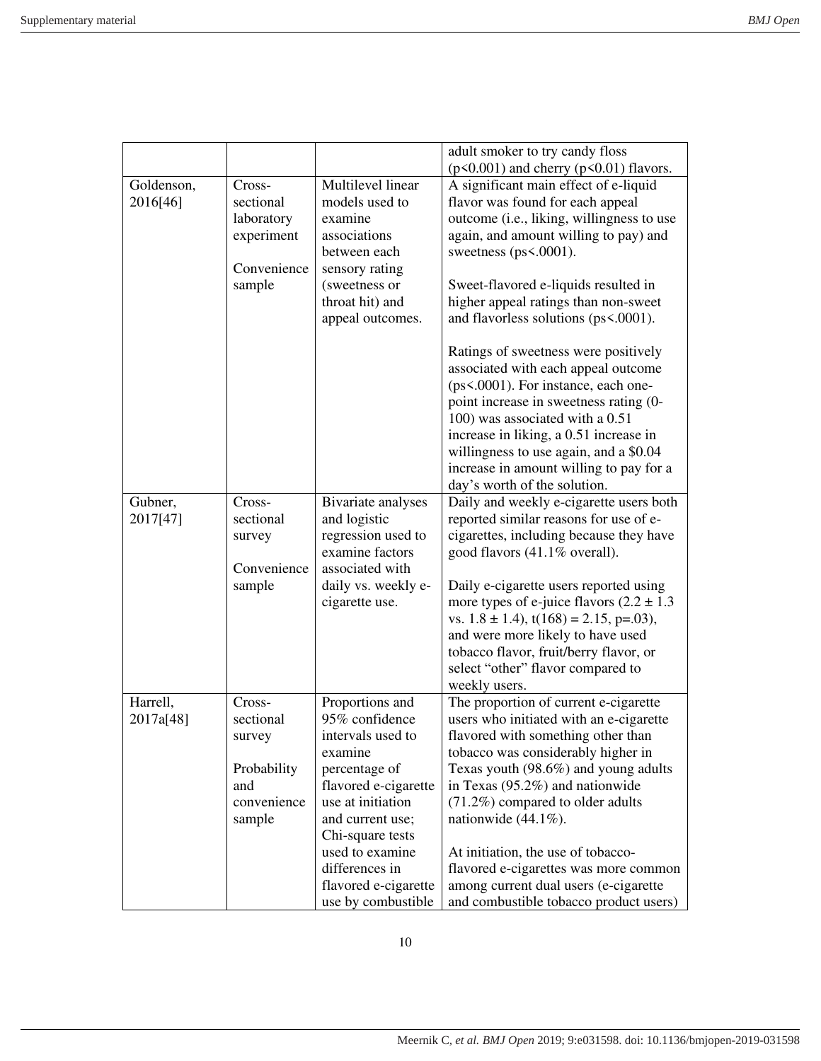| | | | |
|---|---|---|---|
| | | | adult smoker to try candy floss ($p<0.001$) and cherry ($p<0.01$) flavors. |
| Goldenson, 2016[46] | Cross-sectional laboratory experiment<br><br>Convenience sample | Multilevel linear models used to examine associations between each sensory rating (sweetness or throat hit) and appeal outcomes. | A significant main effect of e-liquid flavor was found for each appeal outcome (i.e., liking, willingness to use again, and amount willing to pay) and sweetness (ps<.0001).<br><br>Sweet-flavored e-liquids resulted in higher appeal ratings than non-sweet and flavorless solutions (ps<.0001).<br><br>Ratings of sweetness were positively associated with each appeal outcome (ps<.0001). For instance, each one-point increase in sweetness rating (0-100) was associated with a 0.51 increase in liking, a 0.51 increase in willingness to use again, and a $0.04 increase in amount willing to pay for a day's worth of the solution. |
| Gubner, 2017[47] | Cross-sectional survey<br><br>Convenience sample | Bivariate analyses and logistic regression used to examine factors associated with daily vs. weekly e-cigarette use. | Daily and weekly e-cigarette users both reported similar reasons for use of e-cigarettes, including because they have good flavors (41.1% overall).<br><br>Daily e-cigarette users reported using more types of e-juice flavors ($2.2 \pm 1.3$ vs. $1.8 \pm 1.4$), $t(168) = 2.15$, $p=.03$), and were more likely to have used tobacco flavor, fruit/berry flavor, or select "other" flavor compared to weekly users. |
| Harrell, 2017a[48] | Cross-sectional survey<br><br>Probability and convenience sample | Proportions and 95% confidence intervals used to examine percentage of flavored e-cigarette use at initiation and current use; Chi-square tests used to examine differences in flavored e-cigarette use by combustible | The proportion of current e-cigarette users who initiated with an e-cigarette flavored with something other than tobacco was considerably higher in Texas youth (98.6%) and young adults in Texas (95.2%) and nationwide (71.2%) compared to older adults nationwide (44.1%).<br><br>At initiation, the use of tobacco-flavored e-cigarettes was more common among current dual users (e-cigarette and combustible tobacco product users) |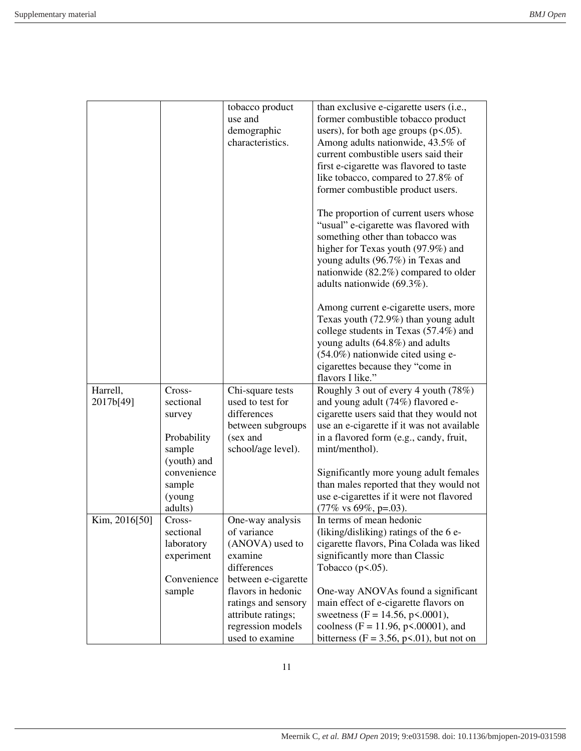| | | | |
|---|---|---|---|
| | | tobacco product use and demographic characteristics. | than exclusive e-cigarette users (i.e., former combustible tobacco product users), for both age groups ($p<.05$). Among adults nationwide, 43.5% of current combustible users said their first e-cigarette was flavored to taste like tobacco, compared to 27.8% of former combustible product users.<br><br>The proportion of current users whose "usual" e-cigarette was flavored with something other than tobacco was higher for Texas youth (97.9%) and young adults (96.7%) in Texas and nationwide (82.2%) compared to older adults nationwide (69.3%).<br><br>Among current e-cigarette users, more Texas youth (72.9%) than young adult college students in Texas (57.4%) and young adults (64.8%) and adults (54.0%) nationwide cited using e-cigarettes because they "come in flavors I like." |
| Harrell, 2017b[49] | Cross-sectional survey<br><br>Probability sample (youth) and convenience sample (young adults) | Chi-square tests used to test for differences between subgroups (sex and school/age level). | Roughly 3 out of every 4 youth (78%) and young adult (74%) flavored e-cigarette users said that they would not use an e-cigarette if it was not available in a flavored form (e.g., candy, fruit, mint/menthol).<br><br>Significantly more young adult females than males reported that they would not use e-cigarettes if it were not flavored (77% vs 69%, $p=.03$). |
| Kim, 2016[50] | Cross-sectional laboratory experiment<br><br>Convenience sample | One-way analysis of variance (ANOVA) used to examine differences between e-cigarette flavors in hedonic ratings and sensory attribute ratings; regression models used to examine | In terms of mean hedonic (liking/disliking) ratings of the 6 e-cigarette flavors, Pina Colada was liked significantly more than Classic Tobacco ($p<.05$).<br><br>One-way ANOVAs found a significant main effect of e-cigarette flavors on sweetness ($F = 14.56$, $p<.0001$), coolness ($F = 11.96$, $p<.00001$), and bitterness ($F = 3.56$, $p<.01$), but not on |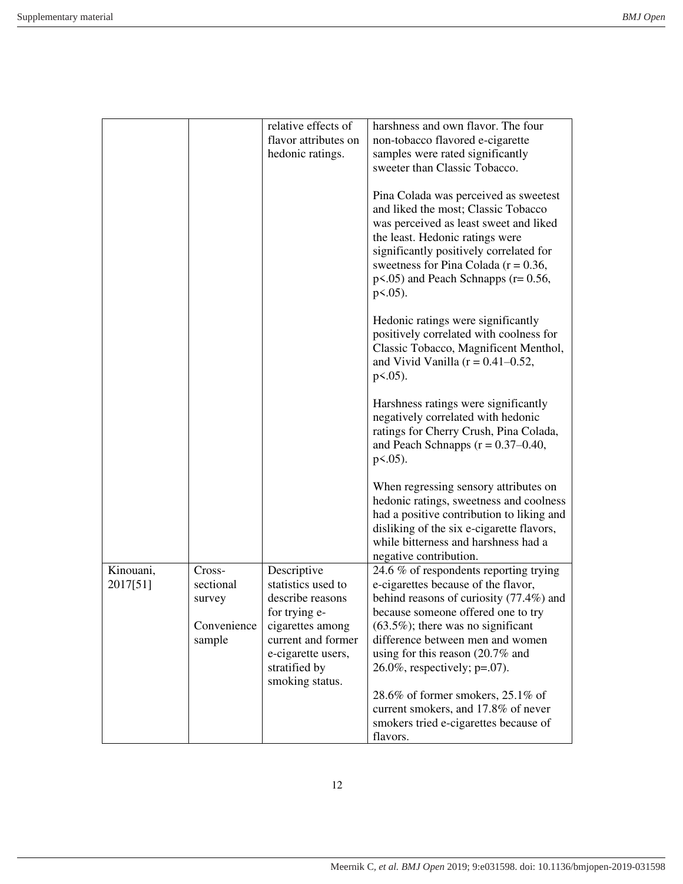| | | | |
|---|---|---|---|
| | | relative effects of flavor attributes on hedonic ratings. | harshness and own flavor. The four non-tobacco flavored e-cigarette samples were rated significantly sweeter than Classic Tobacco.<br><br>Pina Colada was perceived as sweetest and liked the most; Classic Tobacco was perceived as least sweet and liked the least. Hedonic ratings were significantly positively correlated for sweetness for Pina Colada ($r = 0.36$, $p<.05$) and Peach Schnapps ($r= 0.56$, $p<.05$).<br><br>Hedonic ratings were significantly positively correlated with coolness for Classic Tobacco, Magnificent Menthol, and Vivid Vanilla ($r = 0.41–0.52$, $p<.05$).<br><br>Harshness ratings were significantly negatively correlated with hedonic ratings for Cherry Crush, Pina Colada, and Peach Schnapps ($r = 0.37–0.40$, $p<.05$).<br><br>When regressing sensory attributes on hedonic ratings, sweetness and coolness had a positive contribution to liking and disliking of the six e-cigarette flavors, while bitterness and harshness had a negative contribution. |
| Kinouani, 2017[51] | Cross-sectional survey<br><br>Convenience sample | Descriptive statistics used to describe reasons for trying e-cigarettes among current and former e-cigarette users, stratified by smoking status. | 24.6 % of respondents reporting trying e-cigarettes because of the flavor, behind reasons of curiosity (77.4%) and because someone offered one to try (63.5%); there was no significant difference between men and women using for this reason (20.7% and 26.0%, respectively; $p=.07$).<br><br>28.6% of former smokers, 25.1% of current smokers, and 17.8% of never smokers tried e-cigarettes because of flavors. |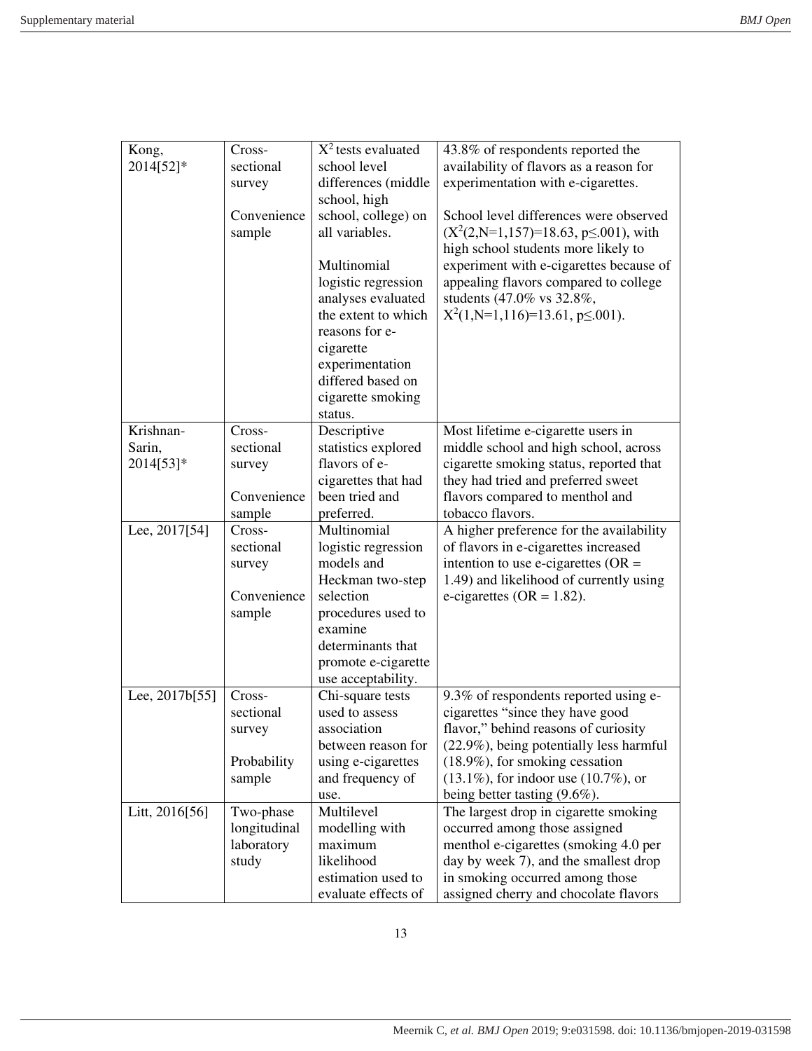| Kong, 2014[52]* | Cross-sectional survey<br><br>Convenience sample | $X^2$ tests evaluated school level differences (middle school, high school, college) on all variables.<br><br>Multinomial logistic regression analyses evaluated the extent to which reasons for e-cigarette experimentation differed based on cigarette smoking status. | 43.8% of respondents reported the availability of flavors as a reason for experimentation with e-cigarettes.<br><br>School level differences were observed ($X^2(2,N=1,157)=18.63$, $p \leq .001$), with high school students more likely to experiment with e-cigarettes because of appealing flavors compared to college students (47.0% vs 32.8%, $X^2(1,N=1,116)=13.61$, $p \leq .001$). |
|---|---|---|---|
| Krishnan-Sarin, 2014[53]* | Cross-sectional survey<br><br>Convenience sample | Descriptive statistics explored flavors of e-cigarettes that had been tried and preferred. | Most lifetime e-cigarette users in middle school and high school, across cigarette smoking status, reported that they had tried and preferred sweet flavors compared to menthol and tobacco flavors. |
| Lee, 2017[54] | Cross-sectional survey<br><br>Convenience sample | Multinomial logistic regression models and Heckman two-step selection procedures used to examine determinants that promote e-cigarette use acceptability. | A higher preference for the availability of flavors in e-cigarettes increased intention to use e-cigarettes (OR = 1.49) and likelihood of currently using e-cigarettes (OR = 1.82). |
| Lee, 2017b[55] | Cross-sectional survey<br><br>Probability sample | Chi-square tests used to assess association between reason for using e-cigarettes and frequency of use. | 9.3% of respondents reported using e-cigarettes "since they have good flavor," behind reasons of curiosity (22.9%), being potentially less harmful (18.9%), for smoking cessation (13.1%), for indoor use (10.7%), or being better tasting (9.6%). |
| Litt, 2016[56] | Two-phase longitudinal laboratory study | Multilevel modelling with maximum likelihood estimation used to evaluate effects of | The largest drop in cigarette smoking occurred among those assigned menthol e-cigarettes (smoking 4.0 per day by week 7), and the smallest drop in smoking occurred among those assigned cherry and chocolate flavors |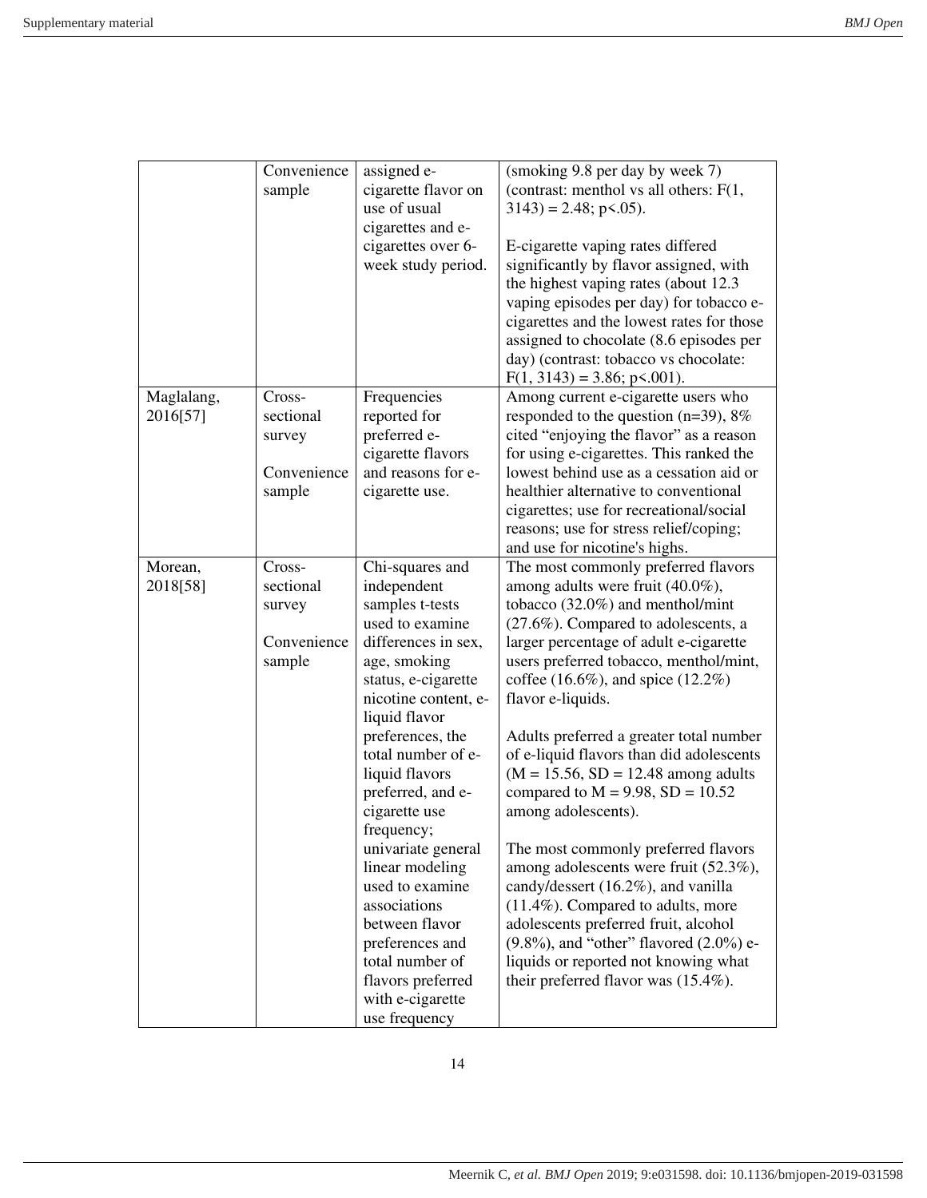| | | | |
|---|---|---|---|
| | Convenience sample | assigned e-cigarette flavor on use of usual cigarettes and e-cigarettes over 6-week study period. | (smoking 9.8 per day by week 7) (contrast: menthol vs all others: $F(1, 3143) = 2.48$; $p<.05$).<br><br>E-cigarette vaping rates differed significantly by flavor assigned, with the highest vaping rates (about 12.3 vaping episodes per day) for tobacco e-cigarettes and the lowest rates for those assigned to chocolate (8.6 episodes per day) (contrast: tobacco vs chocolate: $F(1, 3143) = 3.86$; $p<.001$). |
| Maglalang, 2016[57] | Cross-sectional survey<br><br>Convenience sample | Frequencies reported for preferred e-cigarette flavors and reasons for e-cigarette use. | Among current e-cigarette users who responded to the question (n=39), 8% cited "enjoying the flavor" as a reason for using e-cigarettes. This ranked the lowest behind use as a cessation aid or healthier alternative to conventional cigarettes; use for recreational/social reasons; use for stress relief/coping; and use for nicotine's highs. |
| Morean, 2018[58] | Cross-sectional survey<br><br>Convenience sample | Chi-squares and independent samples t-tests used to examine differences in sex, age, smoking status, e-cigarette nicotine content, e-liquid flavor preferences, the total number of e-liquid flavors preferred, and e-cigarette use frequency; univariate general linear modeling used to examine associations between flavor preferences and total number of flavors preferred with e-cigarette use frequency | The most commonly preferred flavors among adults were fruit (40.0%), tobacco (32.0%) and menthol/mint (27.6%). Compared to adolescents, a larger percentage of adult e-cigarette users preferred tobacco, menthol/mint, coffee (16.6%), and spice (12.2%) flavor e-liquids.<br><br>Adults preferred a greater total number of e-liquid flavors than did adolescents ($M = 15.56$, $SD = 12.48$ among adults compared to $M = 9.98$, $SD = 10.52$ among adolescents).<br><br>The most commonly preferred flavors among adolescents were fruit (52.3%), candy/dessert (16.2%), and vanilla (11.4%). Compared to adults, more adolescents preferred fruit, alcohol (9.8%), and "other" flavored (2.0%) e-liquids or reported not knowing what their preferred flavor was (15.4%). |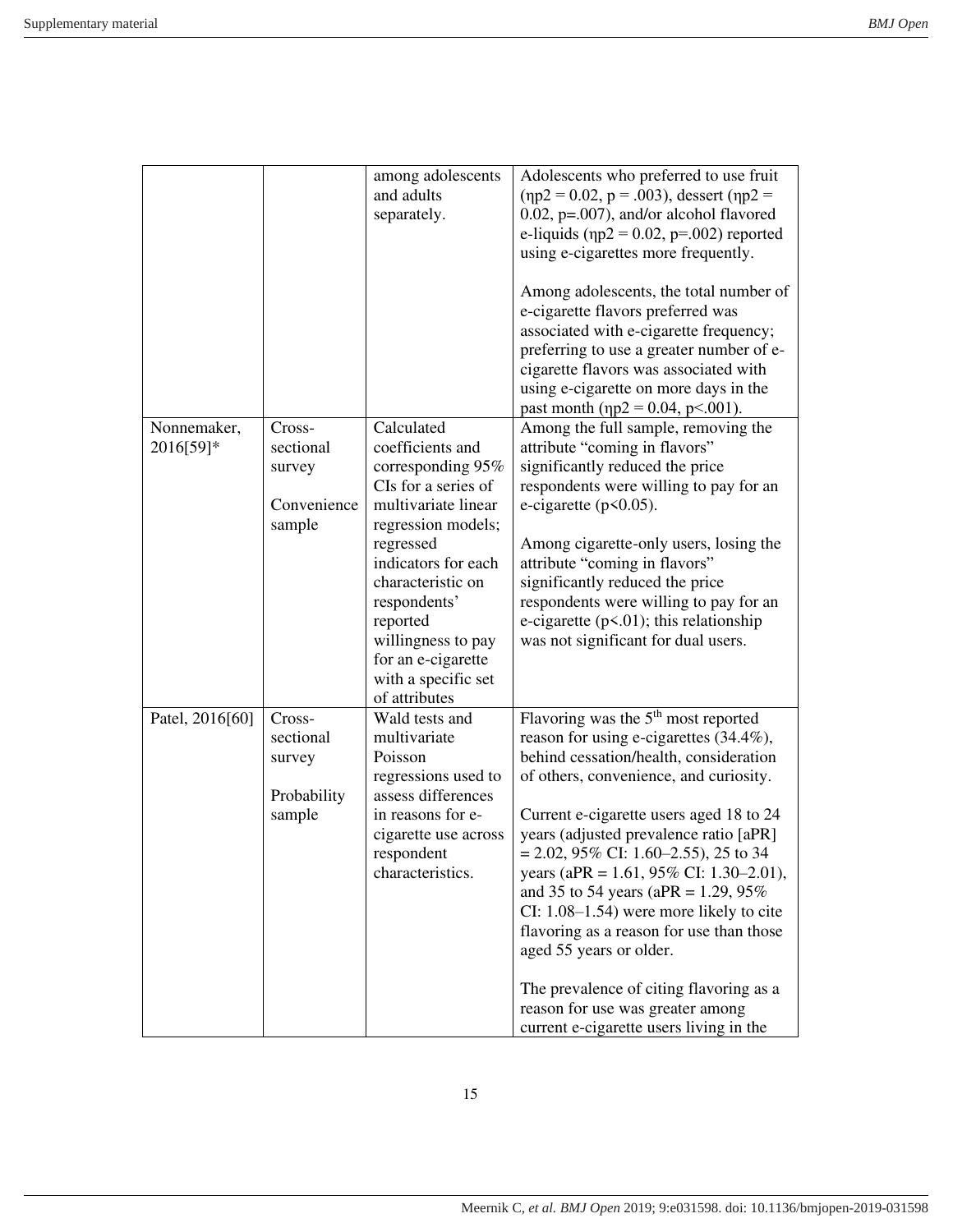| | | | |
|---|---|---|---|
| | | among adolescents and adults separately. | Adolescents who preferred to use fruit ($\eta p2 = 0.02$, $p = .003$), dessert ($\eta p2 = 0.02$, $p=.007$), and/or alcohol flavored e-liquids ($\eta p2 = 0.02$, $p=.002$) reported using e-cigarettes more frequently.<br><br>Among adolescents, the total number of e-cigarette flavors preferred was associated with e-cigarette frequency; preferring to use a greater number of e-cigarette flavors was associated with using e-cigarette on more days in the past month ($\eta p2 = 0.04$, $p<.001$). |
| Nonnemaker, 2016[59]* | Cross-sectional survey<br><br>Convenience sample | Calculated coefficients and corresponding 95% CIs for a series of multivariate linear regression models; regressed indicators for each characteristic on respondents' reported willingness to pay for an e-cigarette with a specific set of attributes | Among the full sample, removing the attribute "coming in flavors" significantly reduced the price respondents were willing to pay for an e-cigarette ($p<0.05$).<br><br>Among cigarette-only users, losing the attribute "coming in flavors" significantly reduced the price respondents were willing to pay for an e-cigarette ($p<.01$); this relationship was not significant for dual users. |
| Patel, 2016[60] | Cross-sectional survey<br><br>Probability sample | Wald tests and multivariate Poisson regressions used to assess differences in reasons for e-cigarette use across respondent characteristics. | Flavoring was the 5th most reported reason for using e-cigarettes (34.4%), behind cessation/health, consideration of others, convenience, and curiosity.<br><br>Current e-cigarette users aged 18 to 24 years (adjusted prevalence ratio [aPR] = 2.02, 95% CI: 1.60–2.55), 25 to 34 years (aPR = 1.61, 95% CI: 1.30–2.01), and 35 to 54 years (aPR = 1.29, 95% CI: 1.08–1.54) were more likely to cite flavoring as a reason for use than those aged 55 years or older.<br><br>The prevalence of citing flavoring as a reason for use was greater among current e-cigarette users living in the |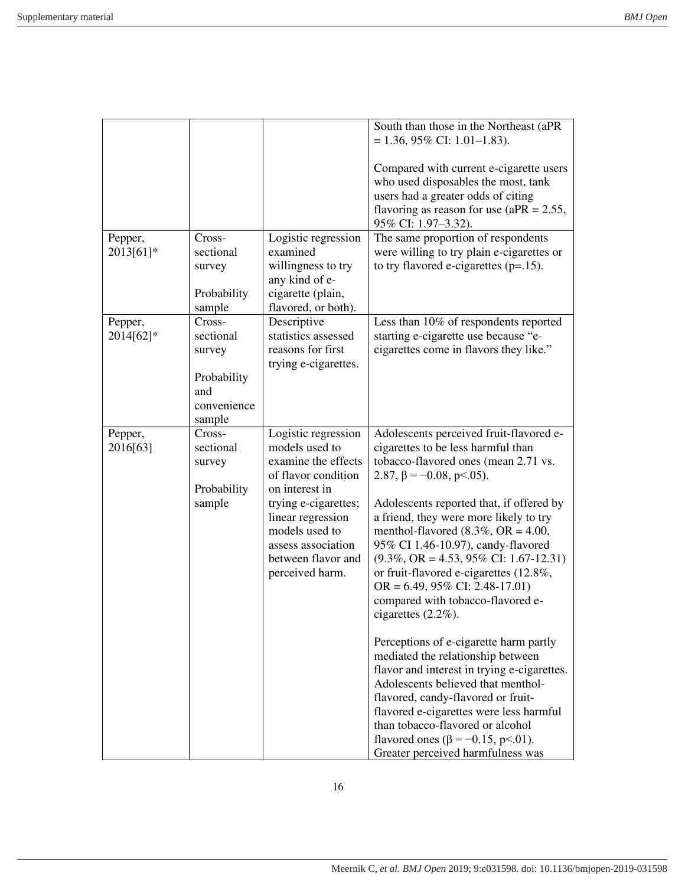| | | | |
|---|---|---|---|
| | | | South than those in the Northeast (aPR = 1.36, 95% CI: 1.01–1.83).<br><br>Compared with current e-cigarette users who used disposables the most, tank users had a greater odds of citing flavoring as reason for use (aPR = 2.55, 95% CI: 1.97–3.32). |
| Pepper, 2013[61]* | Cross-sectional survey<br><br>Probability sample | Logistic regression examined willingness to try any kind of e-cigarette (plain, flavored, or both). | The same proportion of respondents were willing to try plain e-cigarettes or to try flavored e-cigarettes ($p=.15$). |
| Pepper, 2014[62]* | Cross-sectional survey<br><br>Probability and convenience sample | Descriptive statistics assessed reasons for first trying e-cigarettes. | Less than 10% of respondents reported starting e-cigarette use because "e-cigarettes come in flavors they like." |
| Pepper, 2016[63] | Cross-sectional survey<br><br>Probability sample | Logistic regression models used to examine the effects of flavor condition on interest in trying e-cigarettes; linear regression models used to assess association between flavor and perceived harm. | Adolescents perceived fruit-flavored e-cigarettes to be less harmful than tobacco-flavored ones (mean 2.71 vs. 2.87, $\beta = -0.08$, $p<.05$).<br><br>Adolescents reported that, if offered by a friend, they were more likely to try menthol-flavored (8.3%, OR = 4.00, 95% CI 1.46-10.97), candy-flavored (9.3%, OR = 4.53, 95% CI: 1.67-12.31) or fruit-flavored e-cigarettes (12.8%, OR = 6.49, 95% CI: 2.48-17.01) compared with tobacco-flavored e-cigarettes (2.2%).<br><br>Perceptions of e-cigarette harm partly mediated the relationship between flavor and interest in trying e-cigarettes. Adolescents believed that menthol-flavored, candy-flavored or fruit-flavored e-cigarettes were less harmful than tobacco-flavored or alcohol flavored ones ($\beta = -0.15$, $p<.01$). Greater perceived harmfulness was |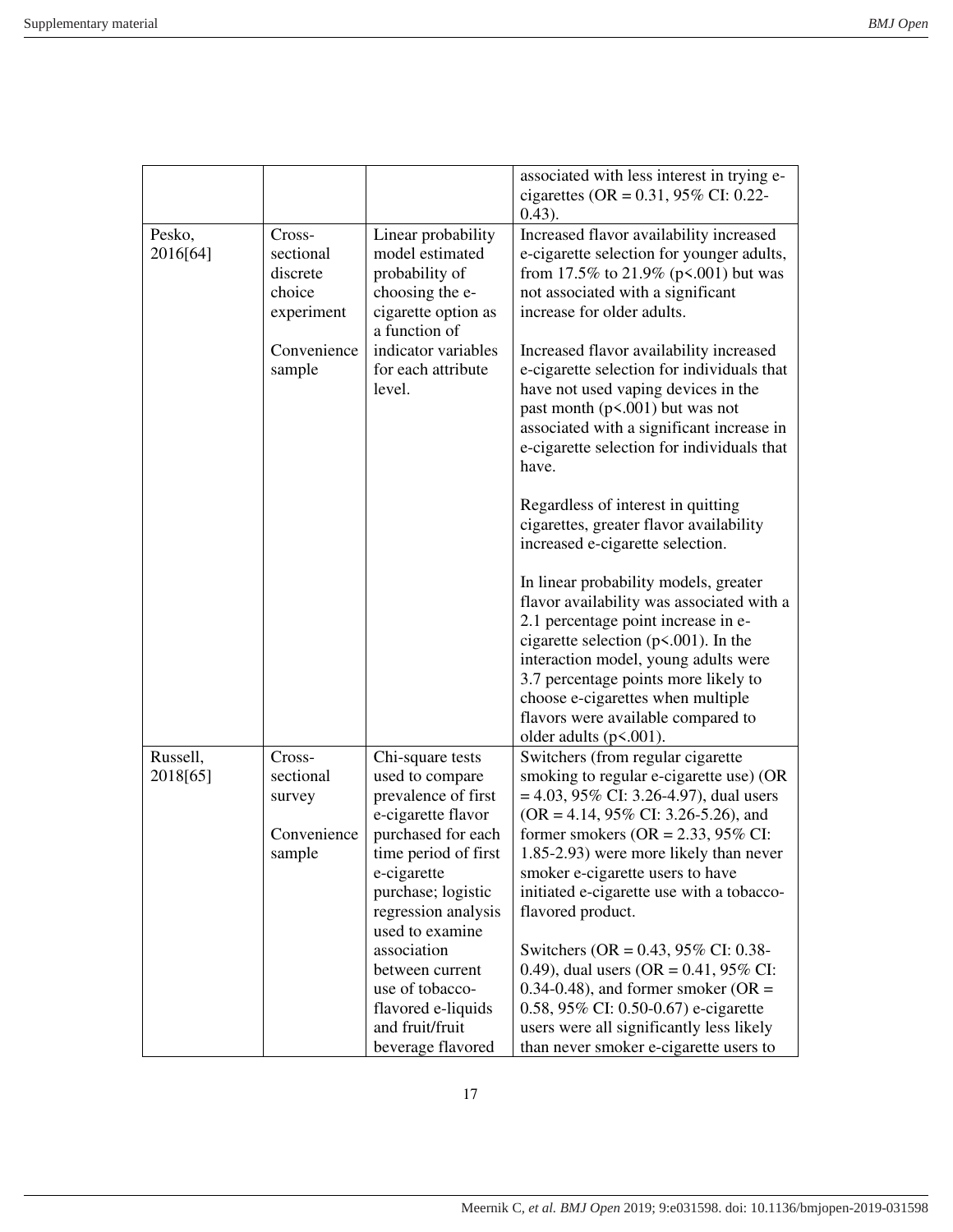| | | | |
|---|---|---|---|
| | | | associated with less interest in trying e-cigarettes (OR = 0.31, 95% CI: 0.22-0.43). |
| Pesko, 2016[64] | Cross-sectional discrete choice experiment<br><br>Convenience sample | Linear probability model estimated probability of choosing the e-cigarette option as a function of indicator variables for each attribute level. | Increased flavor availability increased e-cigarette selection for younger adults, from 17.5% to 21.9% ($p<.001$) but was not associated with a significant increase for older adults.<br><br>Increased flavor availability increased e-cigarette selection for individuals that have not used vaping devices in the past month ($p<.001$) but was not associated with a significant increase in e-cigarette selection for individuals that have.<br><br>Regardless of interest in quitting cigarettes, greater flavor availability increased e-cigarette selection.<br><br>In linear probability models, greater flavor availability was associated with a 2.1 percentage point increase in e-cigarette selection ($p<.001$). In the interaction model, young adults were 3.7 percentage points more likely to choose e-cigarettes when multiple flavors were available compared to older adults ($p<.001$). |
| Russell, 2018[65] | Cross-sectional survey<br><br>Convenience sample | Chi-square tests used to compare prevalence of first e-cigarette flavor purchased for each time period of first e-cigarette purchase; logistic regression analysis used to examine association between current use of tobacco-flavored e-liquids and fruit/fruit beverage flavored | Switchers (from regular cigarette smoking to regular e-cigarette use) (OR = 4.03, 95% CI: 3.26-4.97), dual users (OR = 4.14, 95% CI: 3.26-5.26), and former smokers (OR = 2.33, 95% CI: 1.85-2.93) were more likely than never smoker e-cigarette users to have initiated e-cigarette use with a tobacco-flavored product.<br><br>Switchers (OR = 0.43, 95% CI: 0.38-0.49), dual users (OR = 0.41, 95% CI: 0.34-0.48), and former smoker (OR = 0.58, 95% CI: 0.50-0.67) e-cigarette users were all significantly less likely than never smoker e-cigarette users to |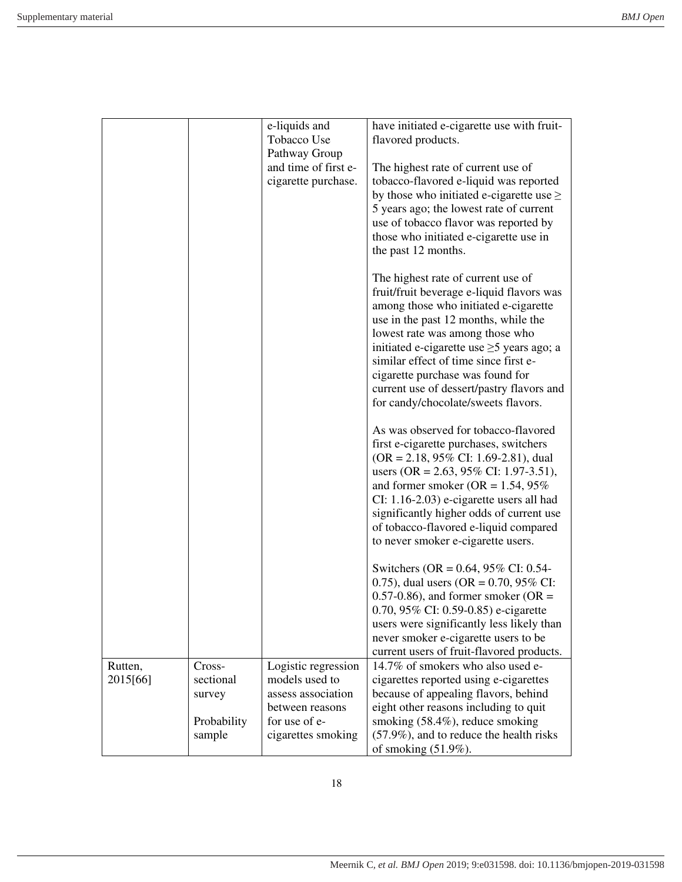| | | | |
|---|---|---|---|
| | | e-liquids and Tobacco Use Pathway Group and time of first e-cigarette purchase. | have initiated e-cigarette use with fruit-flavored products.<br><br>The highest rate of current use of tobacco-flavored e-liquid was reported by those who initiated e-cigarette use ≥ 5 years ago; the lowest rate of current use of tobacco flavor was reported by those who initiated e-cigarette use in the past 12 months.<br><br>The highest rate of current use of fruit/fruit beverage e-liquid flavors was among those who initiated e-cigarette use in the past 12 months, while the lowest rate was among those who initiated e-cigarette use ≥5 years ago; a similar effect of time since first e-cigarette purchase was found for current use of dessert/pastry flavors and for candy/chocolate/sweets flavors.<br><br>As was observed for tobacco-flavored first e-cigarette purchases, switchers (OR = 2.18, 95% CI: 1.69-2.81), dual users (OR = 2.63, 95% CI: 1.97-3.51), and former smoker (OR = 1.54, 95% CI: 1.16-2.03) e-cigarette users all had significantly higher odds of current use of tobacco-flavored e-liquid compared to never smoker e-cigarette users.<br><br>Switchers (OR = 0.64, 95% CI: 0.54-0.75), dual users (OR = 0.70, 95% CI: 0.57-0.86), and former smoker (OR = 0.70, 95% CI: 0.59-0.85) e-cigarette users were significantly less likely than never smoker e-cigarette users to be current users of fruit-flavored products. |
| Rutten, 2015[66] | Cross-sectional survey<br><br>Probability sample | Logistic regression models used to assess association between reasons for use of e-cigarettes smoking | 14.7% of smokers who also used e-cigarettes reported using e-cigarettes because of appealing flavors, behind eight other reasons including to quit smoking (58.4%), reduce smoking (57.9%), and to reduce the health risks of smoking (51.9%). |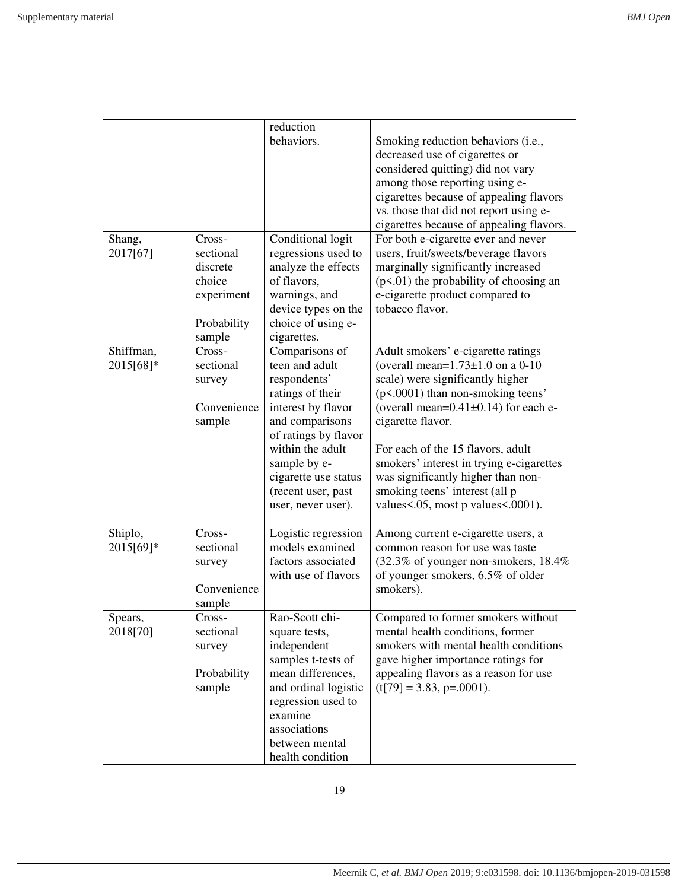| | | reduction behaviors. | Smoking reduction behaviors (i.e., decreased use of cigarettes or considered quitting) did not vary among those reporting using e-cigarettes because of appealing flavors vs. those that did not report using e-cigarettes because of appealing flavors. |
|---|---|---|---|
| Shang, 2017[67] | Cross-sectional discrete choice experiment<br><br>Probability sample | Conditional logit regressions used to analyze the effects of flavors, warnings, and device types on the choice of using e-cigarettes. | For both e-cigarette ever and never users, fruit/sweets/beverage flavors marginally significantly increased ($p<.01$) the probability of choosing an e-cigarette product compared to tobacco flavor. |
| Shiffman, 2015[68]* | Cross-sectional survey<br><br>Convenience sample | Comparisons of teen and adult respondents' ratings of their interest by flavor and comparisons of ratings by flavor within the adult sample by e-cigarette use status (recent user, past user, never user). | Adult smokers' e-cigarette ratings (overall mean=$1.73\pm1.0$ on a 0-10 scale) were significantly higher ($p<.0001$) than non-smoking teens' (overall mean=$0.41\pm0.14$) for each e-cigarette flavor.<br><br>For each of the 15 flavors, adult smokers' interest in trying e-cigarettes was significantly higher than non-smoking teens' interest (all p values<.05, most p values<.0001). |
| Shiplo, 2015[69]* | Cross-sectional survey<br><br>Convenience sample | Logistic regression models examined factors associated with use of flavors | Among current e-cigarette users, a common reason for use was taste (32.3% of younger non-smokers, 18.4% of younger smokers, 6.5% of older smokers). |
| Spears, 2018[70] | Cross-sectional survey<br><br>Probability sample | Rao-Scott chi-square tests, independent samples t-tests of mean differences, and ordinal logistic regression used to examine associations between mental health condition | Compared to former smokers without mental health conditions, former smokers with mental health conditions gave higher importance ratings for appealing flavors as a reason for use ($t[79] = 3.83$, $p=.0001$). |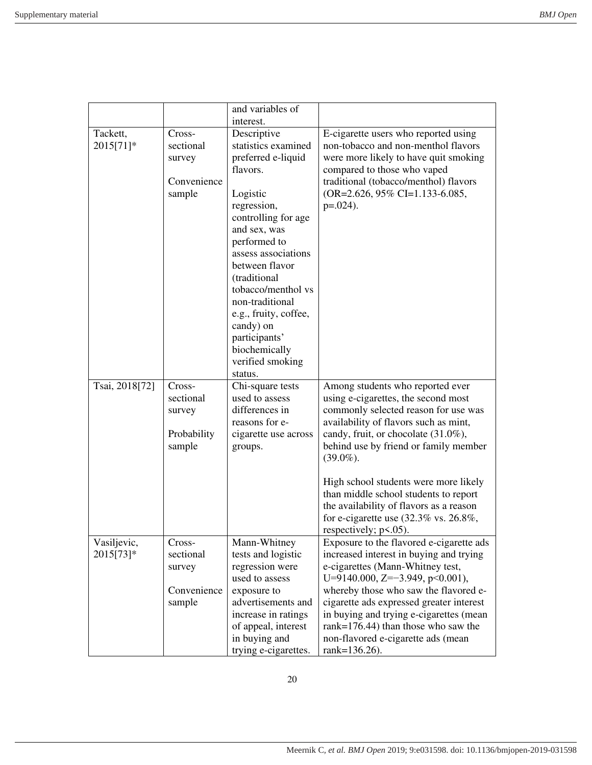| | | and variables of interest. | |
|---|---|---|---|
| Tackett, 2015[71]* | Cross-sectional survey<br><br>Convenience sample | Descriptive statistics examined preferred e-liquid flavors.<br><br>Logistic regression, controlling for age and sex, was performed to assess associations between flavor (traditional tobacco/menthol vs non-traditional e.g., fruity, coffee, candy) on participants' biochemically verified smoking status. | E-cigarette users who reported using non-tobacco and non-menthol flavors were more likely to have quit smoking compared to those who vaped traditional (tobacco/menthol) flavors (OR=2.626, 95% CI=1.133-6.085, $p=.024$). |
| Tsai, 2018[72] | Cross-sectional survey<br><br>Probability sample | Chi-square tests used to assess differences in reasons for e-cigarette use across groups. | Among students who reported ever using e-cigarettes, the second most commonly selected reason for use was availability of flavors such as mint, candy, fruit, or chocolate (31.0%), behind use by friend or family member (39.0%).<br><br>High school students were more likely than middle school students to report the availability of flavors as a reason for e-cigarette use (32.3% vs. 26.8%, respectively; $p<.05$). |
| Vasiljevic, 2015[73]* | Cross-sectional survey<br><br>Convenience sample | Mann-Whitney tests and logistic regression were used to assess exposure to advertisements and increase in ratings of appeal, interest in buying and trying e-cigarettes. | Exposure to the flavored e-cigarette ads increased interest in buying and trying e-cigarettes (Mann-Whitney test, $U=9140.000$, $Z=-3.949$, $p<0.001$), whereby those who saw the flavored e-cigarette ads expressed greater interest in buying and trying e-cigarettes (mean rank=176.44) than those who saw the non-flavored e-cigarette ads (mean rank=136.26). |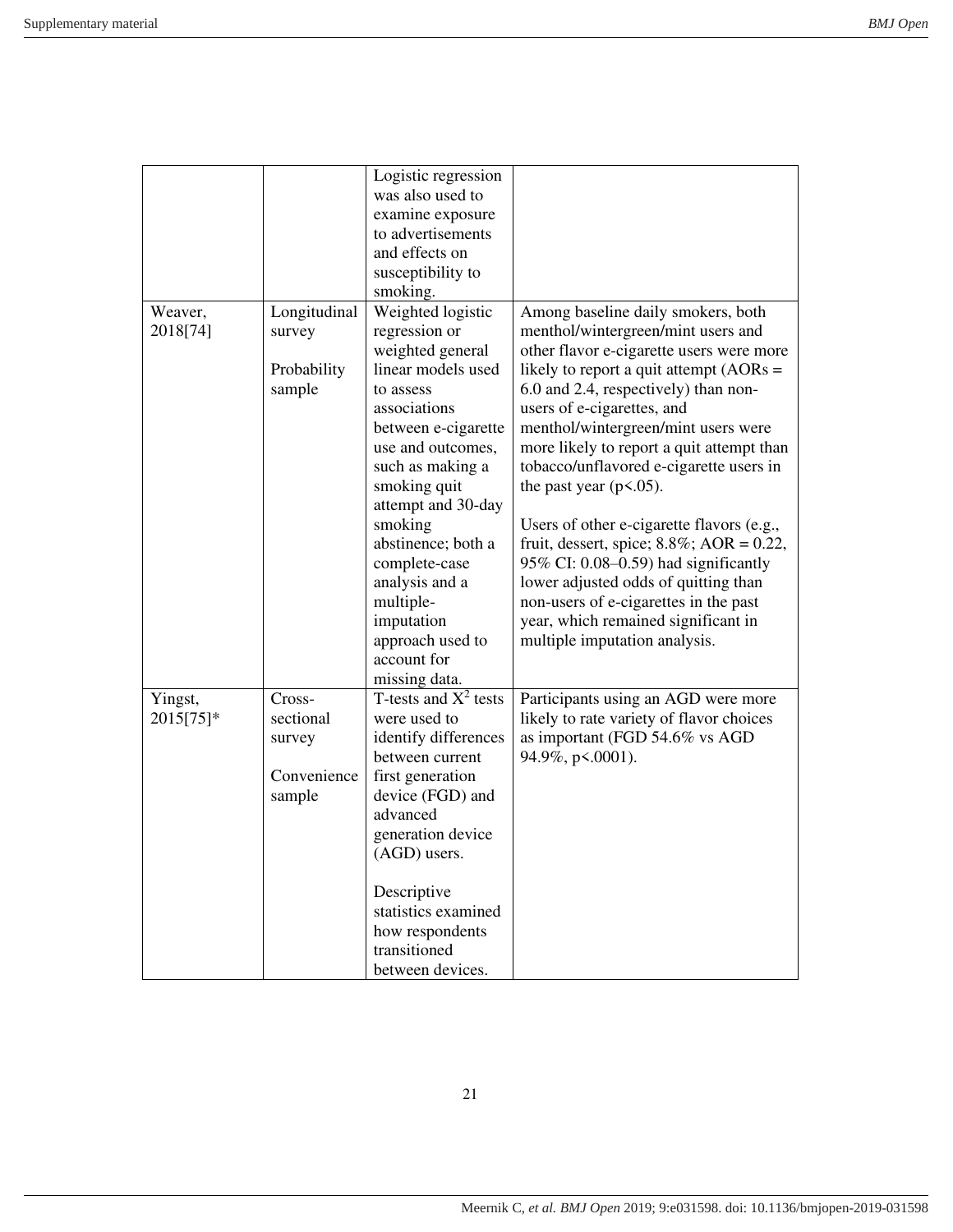| | | | |
|---|---|---|---|
| | | Logistic regression was also used to examine exposure to advertisements and effects on susceptibility to smoking. | |
| Weaver, 2018[74] | Longitudinal survey<br><br>Probability sample | Weighted logistic regression or weighted general linear models used to assess associations between e-cigarette use and outcomes, such as making a smoking quit attempt and 30-day smoking abstinence; both a complete-case analysis and a multiple-imputation approach used to account for missing data. | Among baseline daily smokers, both menthol/wintergreen/mint users and other flavor e-cigarette users were more likely to report a quit attempt (AORs = 6.0 and 2.4, respectively) than non-users of e-cigarettes, and menthol/wintergreen/mint users were more likely to report a quit attempt than tobacco/unflavored e-cigarette users in the past year ($p<.05$).<br><br>Users of other e-cigarette flavors (e.g., fruit, dessert, spice; 8.8%; AOR = 0.22, 95% CI: 0.08–0.59) had significantly lower adjusted odds of quitting than non-users of e-cigarettes in the past year, which remained significant in multiple imputation analysis. |
| Yingst, 2015[75]* | Cross-sectional survey<br><br>Convenience sample | T-tests and $X^2$ tests were used to identify differences between current first generation device (FGD) and advanced generation device (AGD) users.<br><br>Descriptive statistics examined how respondents transitioned between devices. | Participants using an AGD were more likely to rate variety of flavor choices as important (FGD 54.6% vs AGD 94.9%, $p<.0001$). |